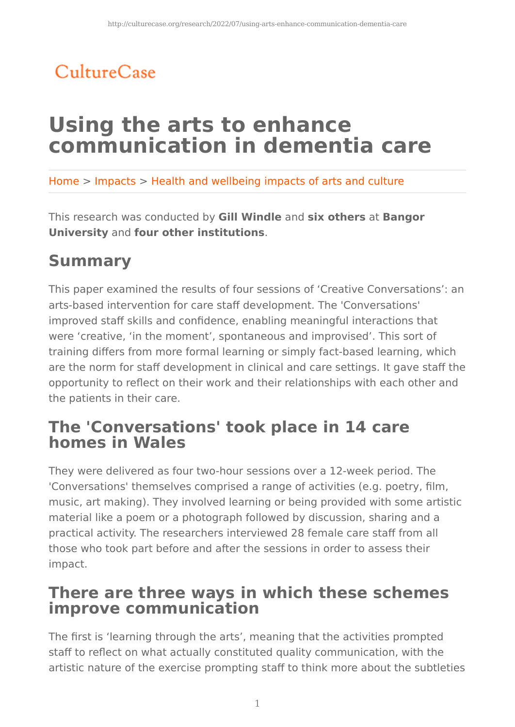CultureCase

# Using the arts to enhance communication in dementia care

Home > Impacts > Health and wellbeing impacts of arts and culture

This research was conducted by **Gill Windle** and **six others** at **Bangor University** and **four other institutions**.

## Summary

This paper examined the results of four sessions of ‘Creative Conversations’: an arts-based intervention for care staff development. The 'Conversations' improved staff skills and confidence, enabling meaningful interactions that were ‘creative, ‘in the moment’, spontaneous and improvised’. This sort of training differs from more formal learning or simply fact-based learning, which are the norm for staff development in clinical and care settings. It gave staff the opportunity to reflect on their work and their relationships with each other and the patients in their care.

## The 'Conversations' took place in 14 care homes in Wales

They were delivered as four two-hour sessions over a 12-week period. The 'Conversations' themselves comprised a range of activities (e.g. poetry, film, music, art making). They involved learning or being provided with some artistic material like a poem or a photograph followed by discussion, sharing and a practical activity. The researchers interviewed 28 female care staff from all those who took part before and after the sessions in order to assess their impact.

## There are three ways in which these schemes improve communication

The first is ‘learning through the arts’, meaning that the activities prompted staff to reflect on what actually constituted quality communication, with the artistic nature of the exercise prompting staff to think more about the subtleties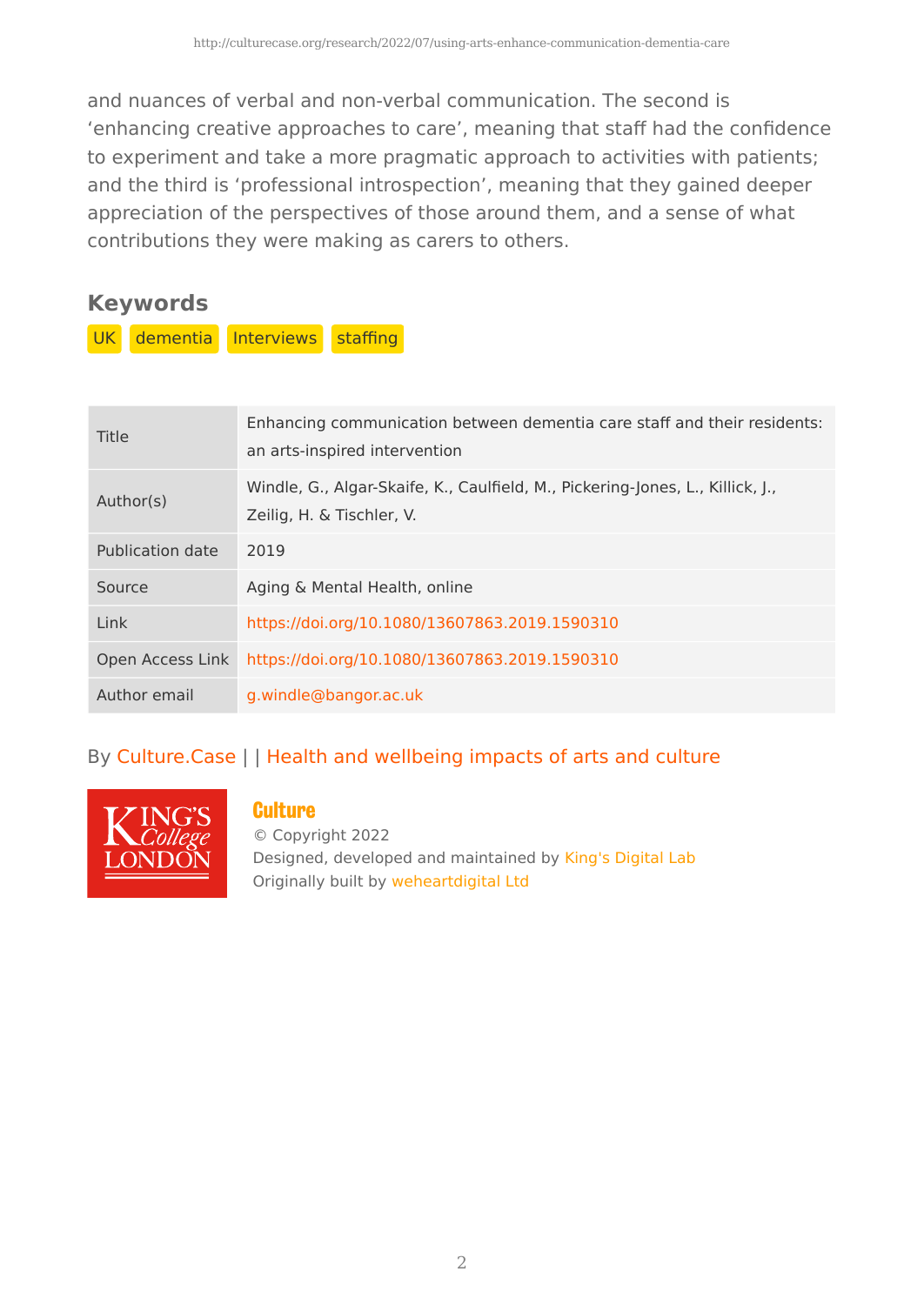and nuances of verbal and non-verbal communication. The second is ‘enhancing creative approaches to care’, meaning that staff had the confidence to experiment and take a more pragmatic approach to activities with patients; and the third is ‘professional introspection’, meaning that they gained deeper appreciation of the perspectives of those around them, and a sense of what contributions they were making as carers to others.

## Keywords

UK dementia Interviews staffing

| | |
|---|---|
| Title | Enhancing communication between dementia care staff and their residents: an arts-inspired intervention |
| Author(s) | Windle, G., Algar-Skaife, K., Caulfield, M., Pickering-Jones, L., Killick, J., Zeilig, H. & Tischler, V. |
| Publication date | 2019 |
| Source | Aging & Mental Health, online |
| Link | https://doi.org/10.1080/13607863.2019.1590310 |
| Open Access Link | https://doi.org/10.1080/13607863.2019.1590310 |
| Author email | g.windle@bangor.ac.uk |

By Culture.Case | | Health and wellbeing impacts of arts and culture

Culture
© Copyright 2022
Designed, developed and maintained by King's Digital Lab
Originally built by weheartdigital Ltd